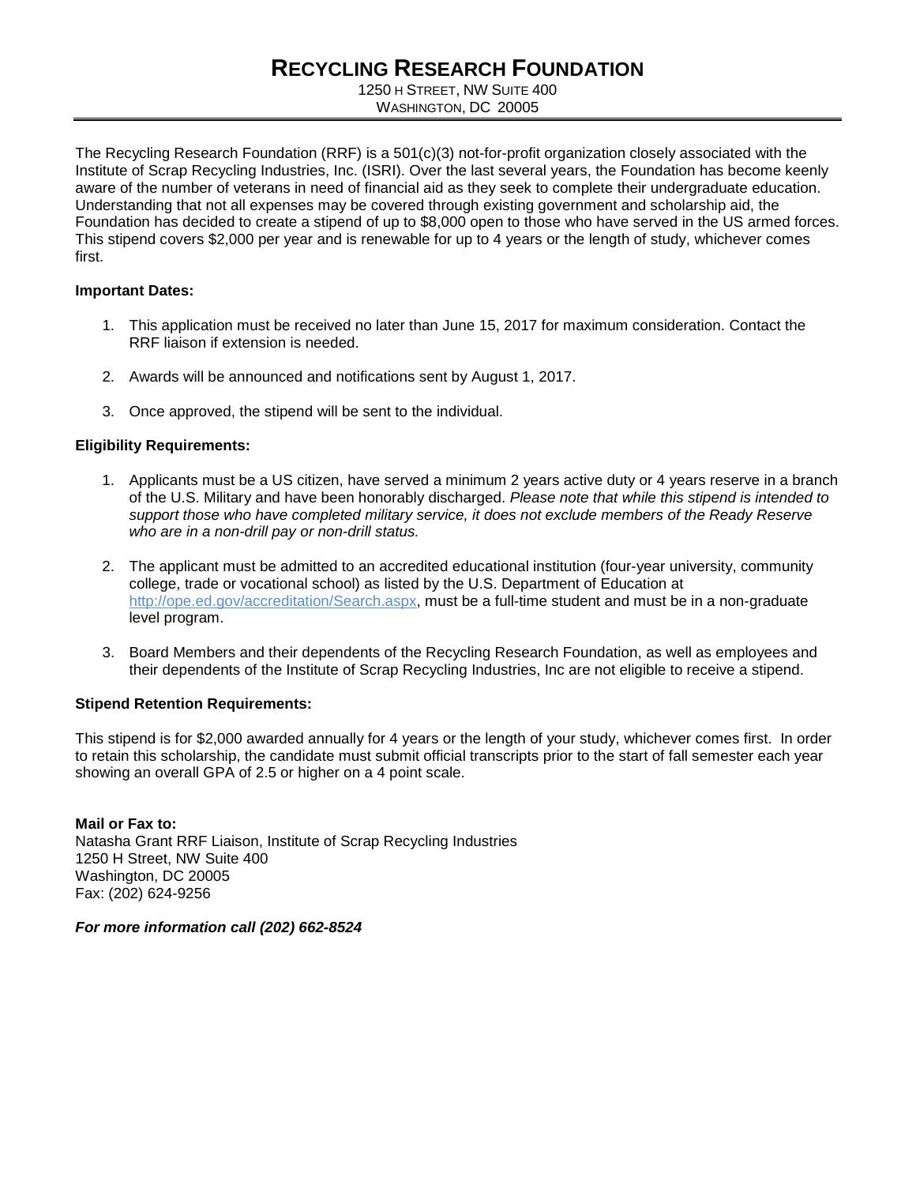# RECYCLING RESEARCH FOUNDATION

1250 H STREET, NW SUITE 400
WASHINGTON, DC 20005

---

The Recycling Research Foundation (RRF) is a 501(c)(3) not-for-profit organization closely associated with the Institute of Scrap Recycling Industries, Inc. (ISRI). Over the last several years, the Foundation has become keenly aware of the number of veterans in need of financial aid as they seek to complete their undergraduate education. Understanding that not all expenses may be covered through existing government and scholarship aid, the Foundation has decided to create a stipend of up to $8,000 open to those who have served in the US armed forces. This stipend covers $2,000 per year and is renewable for up to 4 years or the length of study, whichever comes first.

**Important Dates:**

1. This application must be received no later than June 15, 2017 for maximum consideration. Contact the RRF liaison if extension is needed.

2. Awards will be announced and notifications sent by August 1, 2017.

3. Once approved, the stipend will be sent to the individual.

**Eligibility Requirements:**

1. Applicants must be a US citizen, have served a minimum 2 years active duty or 4 years reserve in a branch of the U.S. Military and have been honorably discharged. *Please note that while this stipend is intended to support those who have completed military service, it does not exclude members of the Ready Reserve who are in a non-drill pay or non-drill status.*

2. The applicant must be admitted to an accredited educational institution (four-year university, community college, trade or vocational school) as listed by the U.S. Department of Education at http://ope.ed.gov/accreditation/Search.aspx, must be a full-time student and must be in a non-graduate level program.

3. Board Members and their dependents of the Recycling Research Foundation, as well as employees and their dependents of the Institute of Scrap Recycling Industries, Inc are not eligible to receive a stipend.

**Stipend Retention Requirements:**

This stipend is for $2,000 awarded annually for 4 years or the length of your study, whichever comes first. In order to retain this scholarship, the candidate must submit official transcripts prior to the start of fall semester each year showing an overall GPA of 2.5 or higher on a 4 point scale.

**Mail or Fax to:**
Natasha Grant RRF Liaison, Institute of Scrap Recycling Industries
1250 H Street, NW Suite 400
Washington, DC 20005
Fax: (202) 624-9256

***For more information call (202) 662-8524***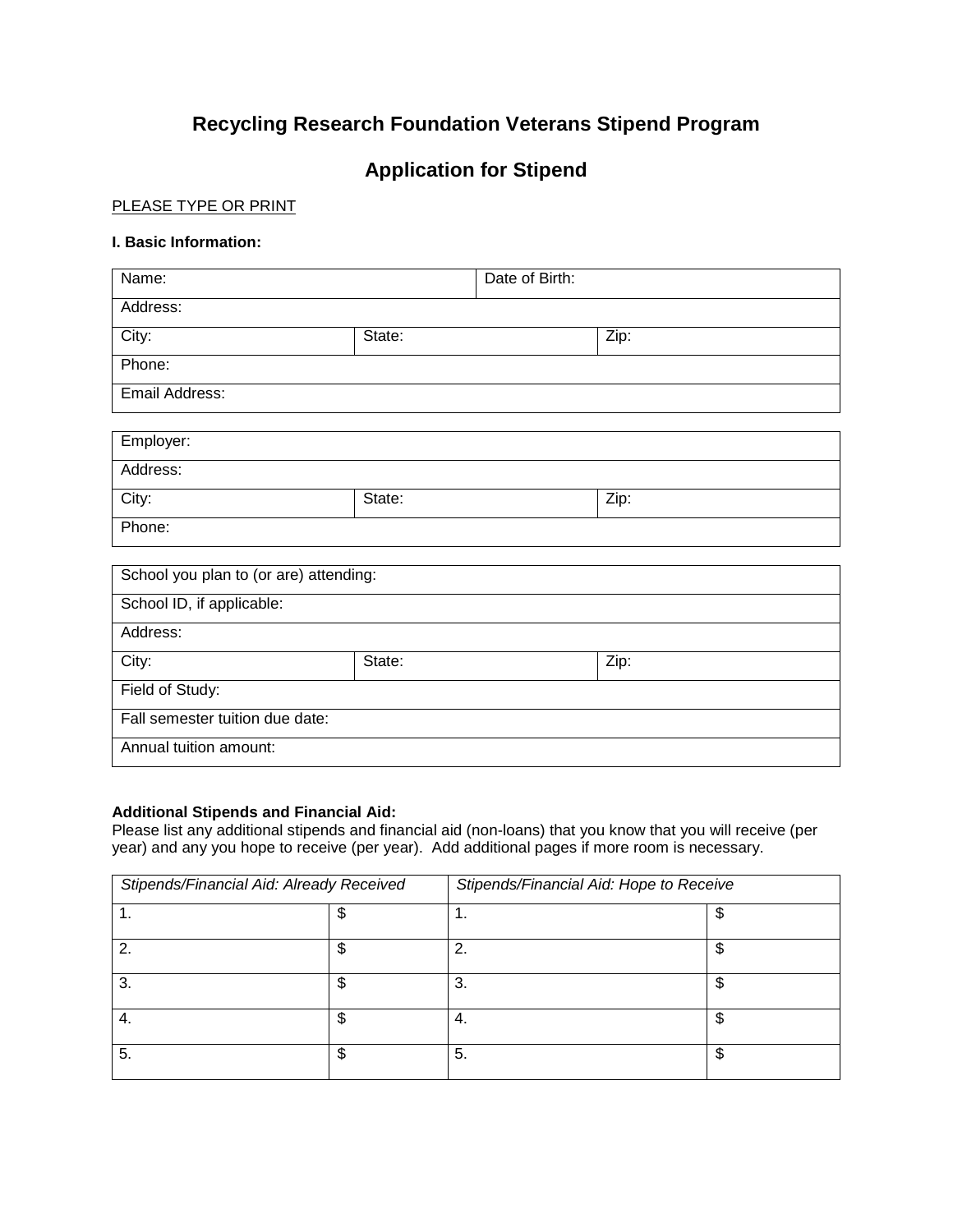# Recycling Research Foundation Veterans Stipend Program

## Application for Stipend

PLEASE TYPE OR PRINT

**I. Basic Information:**

| | | |
|---|---|---|
| Name: | | Date of Birth: |
| Address: | | |
| City: | State: | Zip: |
| Phone: | | |
| Email Address: | | |

| | | |
|---|---|---|
| Employer: | | |
| Address: | | |
| City: | State: | Zip: |
| Phone: | | |

| | | |
|---|---|---|
| School you plan to (or are) attending: | | |
| School ID, if applicable: | | |
| Address: | | |
| City: | State: | Zip: |
| Field of Study: | | |
| Fall semester tuition due date: | | |
| Annual tuition amount: | | |

**Additional Stipends and Financial Aid:**
Please list any additional stipends and financial aid (non-loans) that you know that you will receive (per year) and any you hope to receive (per year). Add additional pages if more room is necessary.

| *Stipends/Financial Aid: Already Received* | | *Stipends/Financial Aid: Hope to Receive* | |
|---|---|---|---|
| 1. | $ | 1. | $ |
| 2. | $ | 2. | $ |
| 3. | $ | 3. | $ |
| 4. | $ | 4. | $ |
| 5. | $ | 5. | $ |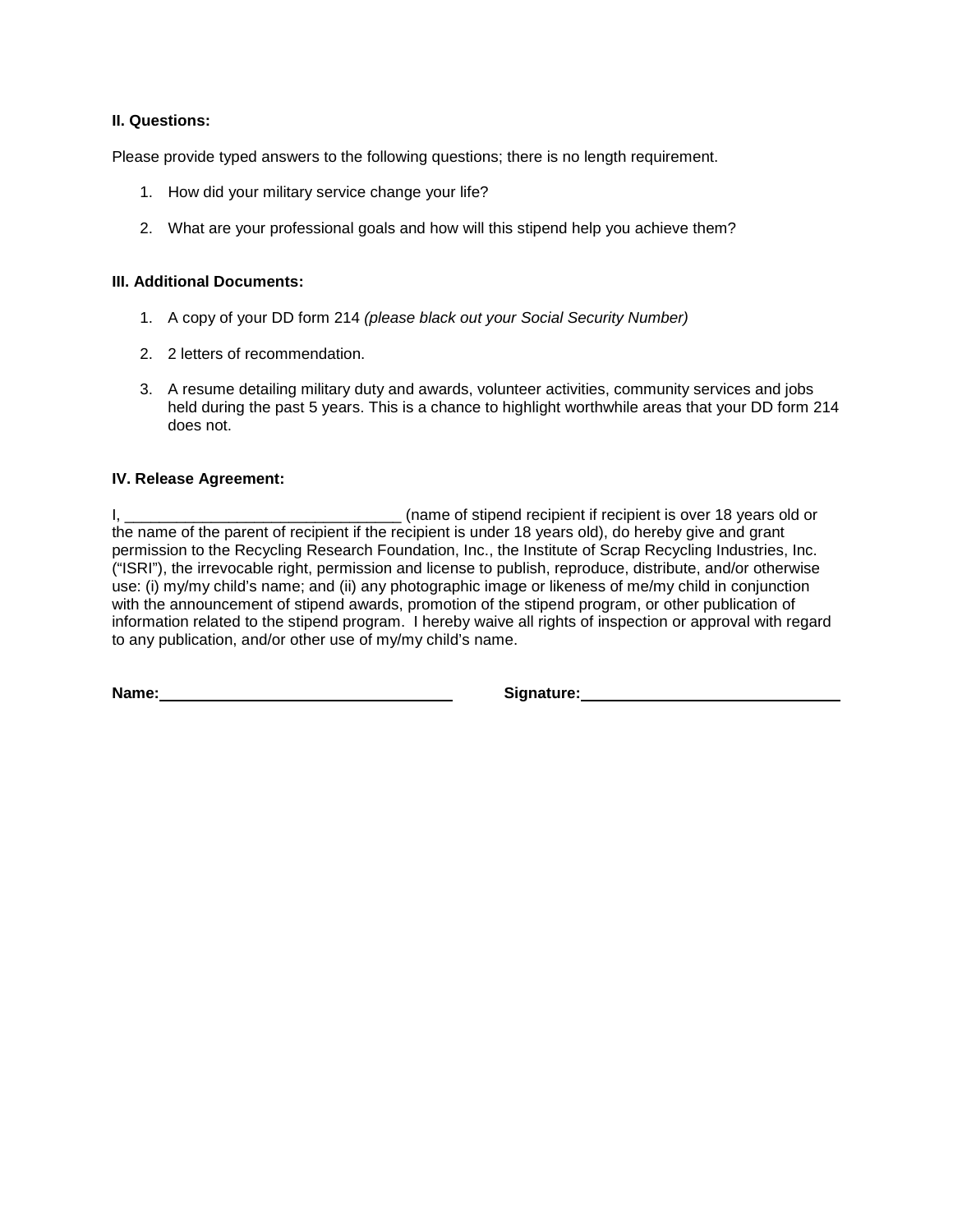**II. Questions:**

Please provide typed answers to the following questions; there is no length requirement.

1. How did your military service change your life?

2. What are your professional goals and how will this stipend help you achieve them?

**III. Additional Documents:**

1. A copy of your DD form 214 *(please black out your Social Security Number)*

2. 2 letters of recommendation.

3. A resume detailing military duty and awards, volunteer activities, community services and jobs held during the past 5 years. This is a chance to highlight worthwhile areas that your DD form 214 does not.

**IV. Release Agreement:**

I, ________________________________ (name of stipend recipient if recipient is over 18 years old or the name of the parent of recipient if the recipient is under 18 years old), do hereby give and grant permission to the Recycling Research Foundation, Inc., the Institute of Scrap Recycling Industries, Inc. ("ISRI"), the irrevocable right, permission and license to publish, reproduce, distribute, and/or otherwise use: (i) my/my child's name; and (ii) any photographic image or likeness of me/my child in conjunction with the announcement of stipend awards, promotion of the stipend program, or other publication of information related to the stipend program. I hereby waive all rights of inspection or approval with regard to any publication, and/or other use of my/my child's name.

**Name:** ___________________________________ **Signature:** ______________________________